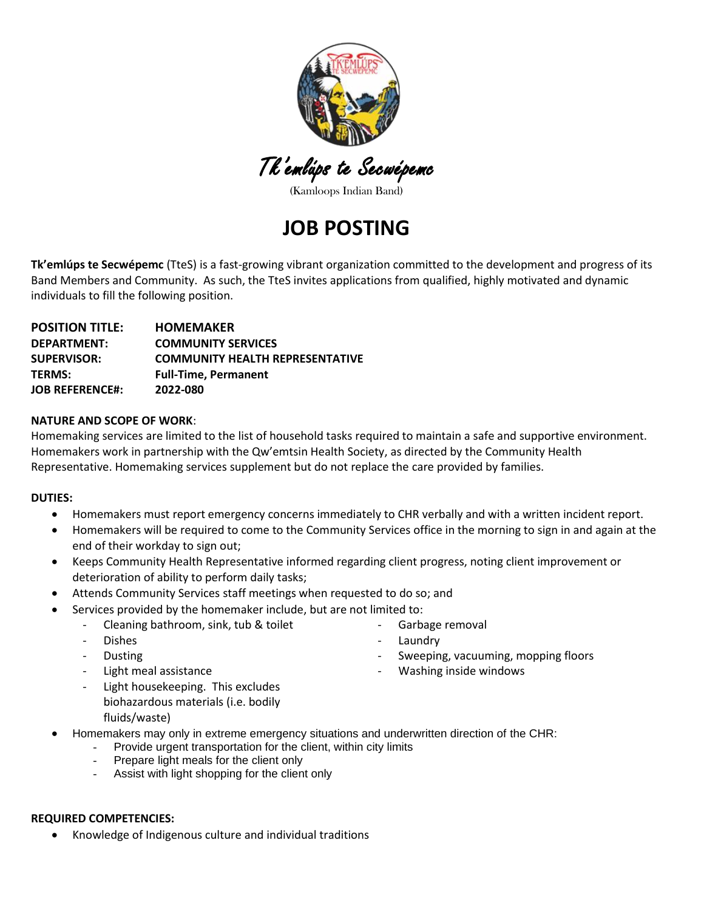Tk'emlúps te Secwépemc

(Kamloops Indian Band)

# JOB POSTING

**Tk'emlúps te Secwépemc** (TteS) is a fast-growing vibrant organization committed to the development and progress of its Band Members and Community. As such, the TteS invites applications from qualified, highly motivated and dynamic individuals to fill the following position.

**POSITION TITLE:** **HOMEMAKER**
**DEPARTMENT:** **COMMUNITY SERVICES**
**SUPERVISOR:** **COMMUNITY HEALTH REPRESENTATIVE**
**TERMS:** **Full-Time, Permanent**
**JOB REFERENCE#:** **2022-080**

**NATURE AND SCOPE OF WORK**:
Homemaking services are limited to the list of household tasks required to maintain a safe and supportive environment. Homemakers work in partnership with the Qw'emtsin Health Society, as directed by the Community Health Representative. Homemaking services supplement but do not replace the care provided by families.

**DUTIES:**

- Homemakers must report emergency concerns immediately to CHR verbally and with a written incident report.
- Homemakers will be required to come to the Community Services office in the morning to sign in and again at the end of their workday to sign out;
- Keeps Community Health Representative informed regarding client progress, noting client improvement or deterioration of ability to perform daily tasks;
- Attends Community Services staff meetings when requested to do so; and
- Services provided by the homemaker include, but are not limited to:
  - Cleaning bathroom, sink, tub & toilet
  - Dishes
  - Dusting
  - Light meal assistance
  - Light housekeeping. This excludes biohazardous materials (i.e. bodily fluids/waste)
  - Garbage removal
  - Laundry
  - Sweeping, vacuuming, mopping floors
  - Washing inside windows
- Homemakers may only in extreme emergency situations and underwritten direction of the CHR:
  - Provide urgent transportation for the client, within city limits
  - Prepare light meals for the client only
  - Assist with light shopping for the client only

**REQUIRED COMPETENCIES:**

- Knowledge of Indigenous culture and individual traditions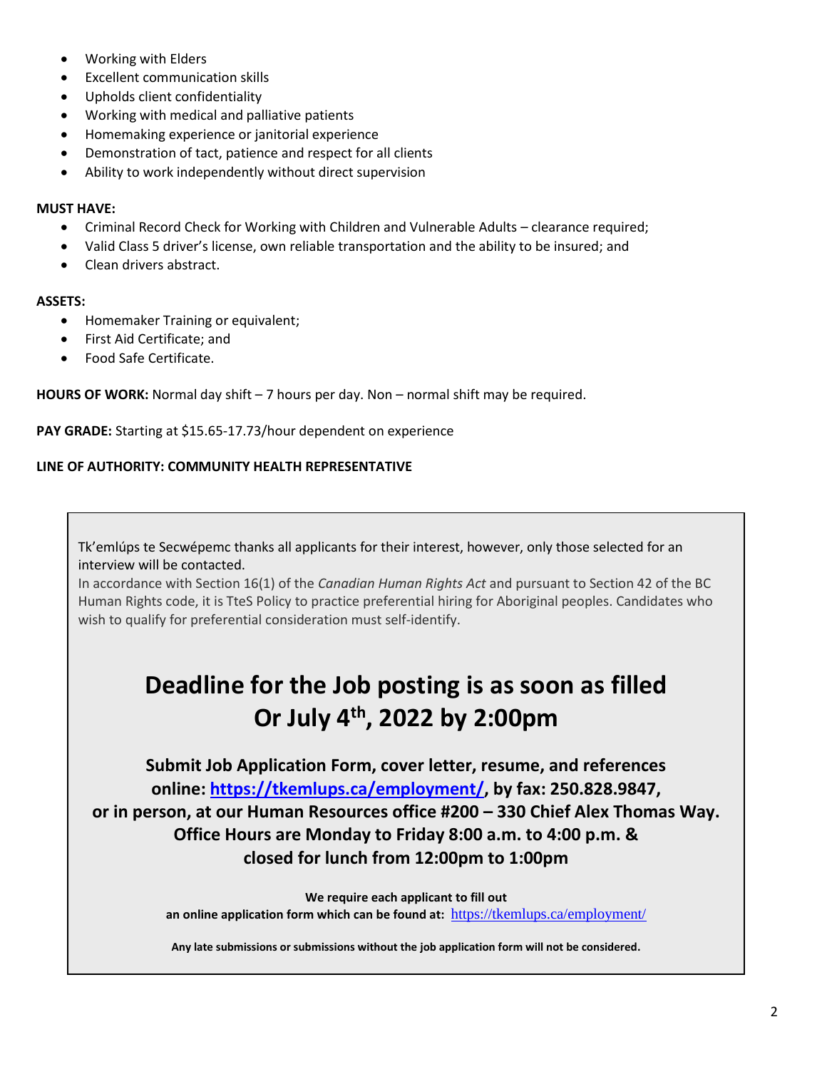- Working with Elders
- Excellent communication skills
- Upholds client confidentiality
- Working with medical and palliative patients
- Homemaking experience or janitorial experience
- Demonstration of tact, patience and respect for all clients
- Ability to work independently without direct supervision

**MUST HAVE:**

- Criminal Record Check for Working with Children and Vulnerable Adults – clearance required;
- Valid Class 5 driver's license, own reliable transportation and the ability to be insured; and
- Clean drivers abstract.

**ASSETS:**

- Homemaker Training or equivalent;
- First Aid Certificate; and
- Food Safe Certificate.

**HOURS OF WORK:** Normal day shift – 7 hours per day. Non – normal shift may be required.

**PAY GRADE:** Starting at $15.65-17.73/hour dependent on experience

**LINE OF AUTHORITY: COMMUNITY HEALTH REPRESENTATIVE**

Tk'emlúps te Secwépemc thanks all applicants for their interest, however, only those selected for an interview will be contacted.

In accordance with Section 16(1) of the *Canadian Human Rights Act* and pursuant to Section 42 of the BC Human Rights code, it is TteS Policy to practice preferential hiring for Aboriginal peoples. Candidates who wish to qualify for preferential consideration must self-identify.

# Deadline for the Job posting is as soon as filled Or July 4th, 2022 by 2:00pm

**Submit Job Application Form, cover letter, resume, and references online: https://tkemlups.ca/employment/, by fax: 250.828.9847, or in person, at our Human Resources office #200 – 330 Chief Alex Thomas Way. Office Hours are Monday to Friday 8:00 a.m. to 4:00 p.m. & closed for lunch from 12:00pm to 1:00pm**

**We require each applicant to fill out an online application form which can be found at:** https://tkemlups.ca/employment/

**Any late submissions or submissions without the job application form will not be considered.**